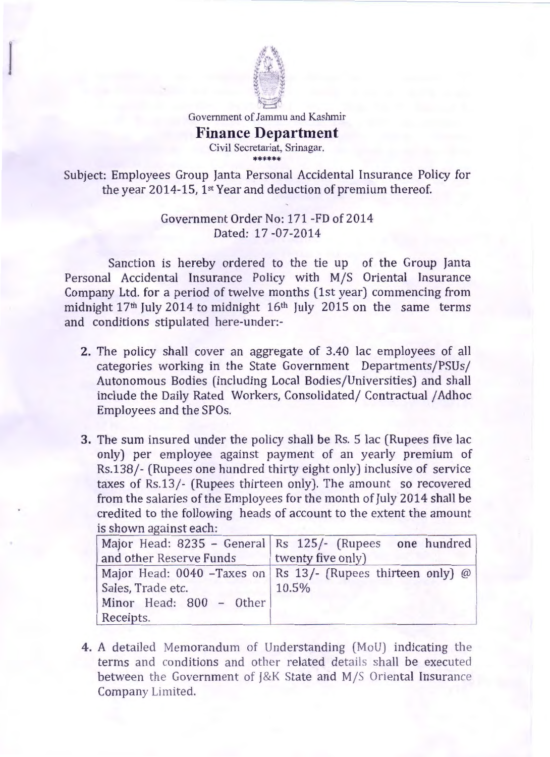Government of Jammu and Kashmir

# Finance Department

Civil Secretariat, Srinagar.

******

Subject: Employees Group Janta Personal Accidental Insurance Policy for the year 2014-15, 1st Year and deduction of premium thereof.

Government Order No: 171 -FD of 2014
Dated: 17 -07-2014

Sanction is hereby ordered to the tie up of the Group Janta Personal Accidental Insurance Policy with M/S Oriental Insurance Company Ltd. for a period of twelve months (1st year) commencing from midnight 17th July 2014 to midnight 16th July 2015 on the same terms and conditions stipulated here-under:-

2. The policy shall cover an aggregate of 3.40 lac employees of all categories working in the State Government Departments/PSUs/ Autonomous Bodies (including Local Bodies/Universities) and shall include the Daily Rated Workers, Consolidated/ Contractual /Adhoc Employees and the SPOs.

3. The sum insured under the policy shall be Rs. 5 lac (Rupees five lac only) per employee against payment of an yearly premium of Rs.138/- (Rupees one hundred thirty eight only) inclusive of service taxes of Rs.13/- (Rupees thirteen only). The amount so recovered from the salaries of the Employees for the month of July 2014 shall be credited to the following heads of account to the extent the amount is shown against each:

| | |
|---|---|
| Major Head: 8235 - General and other Reserve Funds | Rs 125/- (Rupees one hundred twenty five only) |
| Major Head: 0040 -Taxes on Sales, Trade etc. Minor Head: 800 - Other Receipts. | Rs 13/- (Rupees thirteen only) @ 10.5% |

4. A detailed Memorandum of Understanding (MoU) indicating the terms and conditions and other related details shall be executed between the Government of J&K State and M/S Oriental Insurance Company Limited.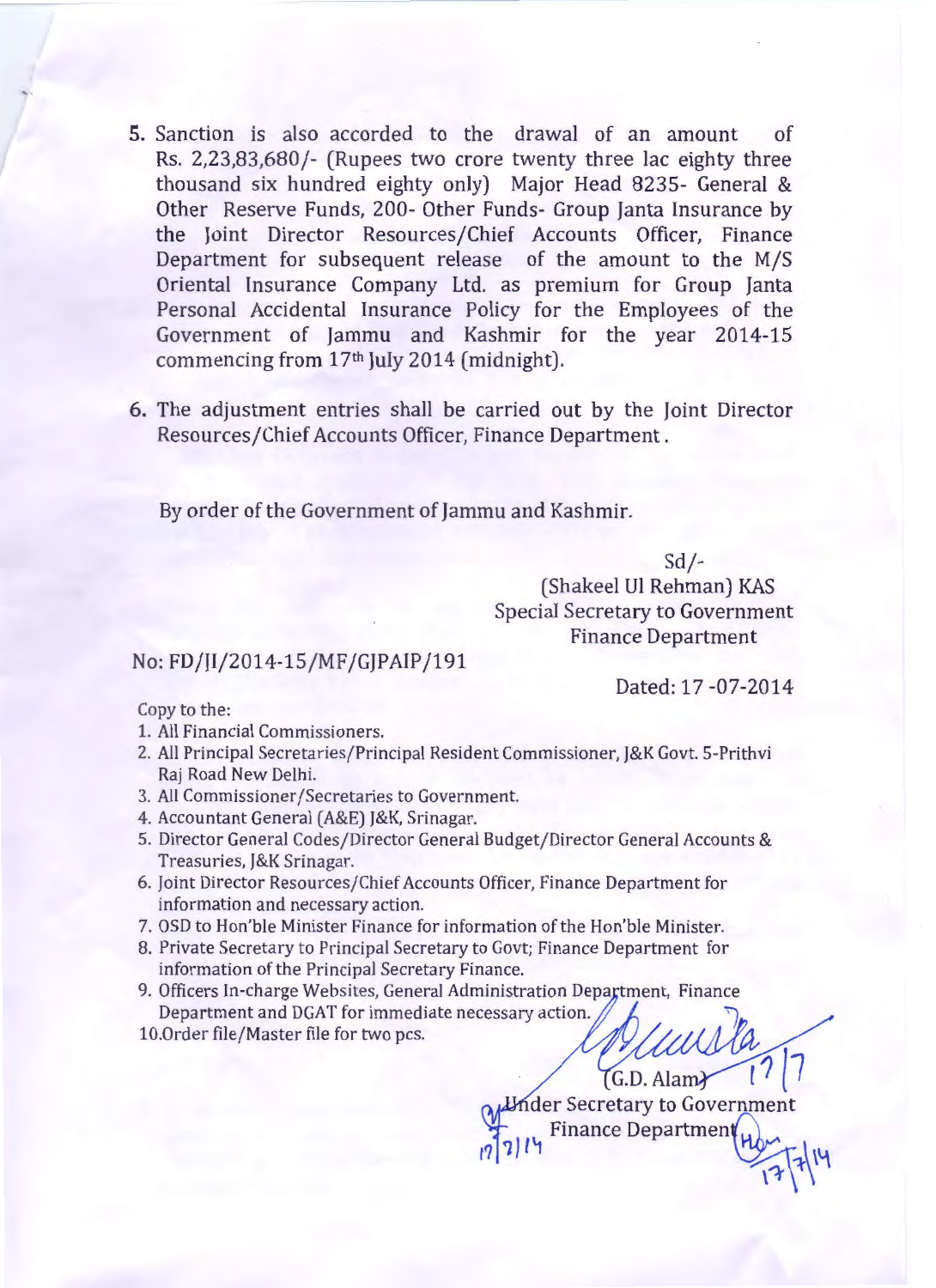5. Sanction is also accorded to the drawal of an amount of Rs. 2,23,83,680/- (Rupees two crore twenty three lac eighty three thousand six hundred eighty only) Major Head 8235- General & Other Reserve Funds, 200- Other Funds- Group Janta Insurance by the Joint Director Resources/Chief Accounts Officer, Finance Department for subsequent release of the amount to the M/S Oriental Insurance Company Ltd. as premium for Group Janta Personal Accidental Insurance Policy for the Employees of the Government of Jammu and Kashmir for the year 2014-15 commencing from 17th July 2014 (midnight).

6. The adjustment entries shall be carried out by the Joint Director Resources/Chief Accounts Officer, Finance Department.

By order of the Government of Jammu and Kashmir.

Sd/-

(Shakeel Ul Rehman) KAS
Special Secretary to Government
Finance Department

No: FD/JI/2014-15/MF/GJPAIP/191

Dated: 17-07-2014

Copy to the:

1. All Financial Commissioners.
2. All Principal Secretaries/Principal Resident Commissioner, J&K Govt. 5-Prithvi Raj Road New Delhi.
3. All Commissioner/Secretaries to Government.
4. Accountant General (A&E) J&K, Srinagar.
5. Director General Codes/Director General Budget/Director General Accounts & Treasuries, J&K Srinagar.
6. Joint Director Resources/Chief Accounts Officer, Finance Department for information and necessary action.
7. OSD to Hon'ble Minister Finance for information of the Hon'ble Minister.
8. Private Secretary to Principal Secretary to Govt; Finance Department for information of the Principal Secretary Finance.
9. Officers In-charge Websites, General Administration Department, Finance Department and DGAT for immediate necessary action.
10. Order file/Master file for two pcs.

17/7

(G.D. Alam)
Under Secretary to Government
Finance Department

17/7/14

17/7/14